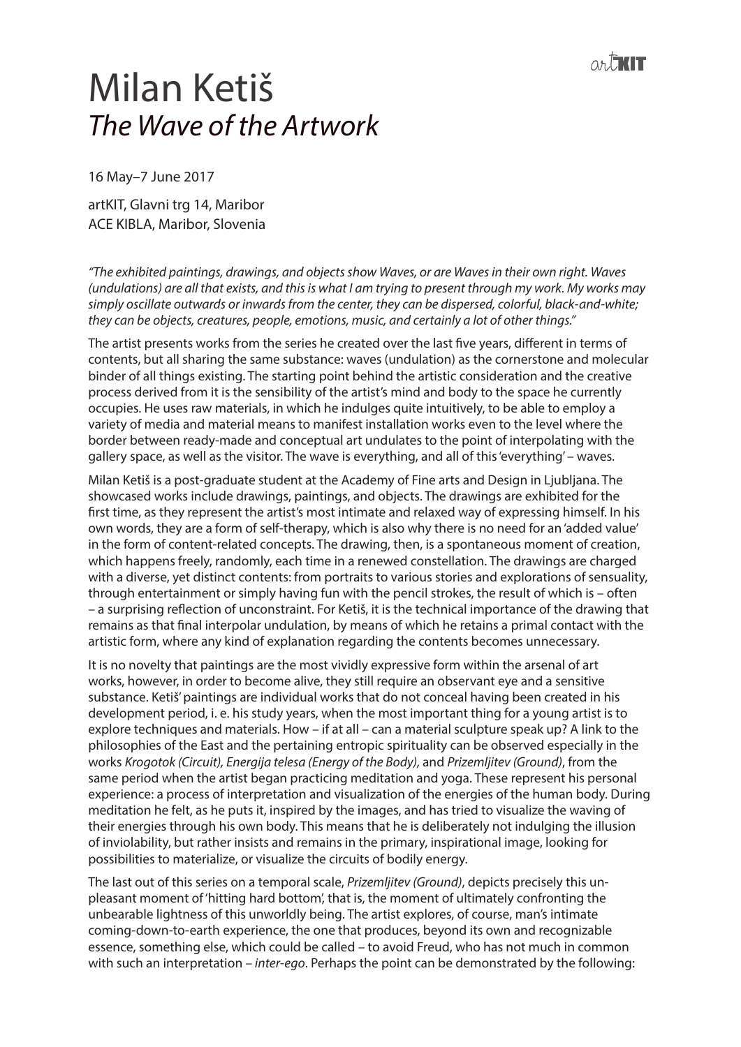# Milan Ketiš
## *The Wave of the Artwork*

16 May–7 June 2017

artKIT, Glavni trg 14, Maribor
ACE KIBLA, Maribor, Slovenia

*"The exhibited paintings, drawings, and objects show Waves, or are Waves in their own right. Waves (undulations) are all that exists, and this is what I am trying to present through my work. My works may simply oscillate outwards or inwards from the center, they can be dispersed, colorful, black-and-white; they can be objects, creatures, people, emotions, music, and certainly a lot of other things."*

The artist presents works from the series he created over the last five years, different in terms of contents, but all sharing the same substance: waves (undulation) as the cornerstone and molecular binder of all things existing. The starting point behind the artistic consideration and the creative process derived from it is the sensibility of the artist's mind and body to the space he currently occupies. He uses raw materials, in which he indulges quite intuitively, to be able to employ a variety of media and material means to manifest installation works even to the level where the border between ready-made and conceptual art undulates to the point of interpolating with the gallery space, as well as the visitor. The wave is everything, and all of this 'everything' – waves.

Milan Ketiš is a post-graduate student at the Academy of Fine arts and Design in Ljubljana. The showcased works include drawings, paintings, and objects. The drawings are exhibited for the first time, as they represent the artist's most intimate and relaxed way of expressing himself. In his own words, they are a form of self-therapy, which is also why there is no need for an 'added value' in the form of content-related concepts. The drawing, then, is a spontaneous moment of creation, which happens freely, randomly, each time in a renewed constellation. The drawings are charged with a diverse, yet distinct contents: from portraits to various stories and explorations of sensuality, through entertainment or simply having fun with the pencil strokes, the result of which is – often – a surprising reflection of unconstraint. For Ketiš, it is the technical importance of the drawing that remains as that final interpolar undulation, by means of which he retains a primal contact with the artistic form, where any kind of explanation regarding the contents becomes unnecessary.

It is no novelty that paintings are the most vividly expressive form within the arsenal of art works, however, in order to become alive, they still require an observant eye and a sensitive substance. Ketiš' paintings are individual works that do not conceal having been created in his development period, i. e. his study years, when the most important thing for a young artist is to explore techniques and materials. How – if at all – can a material sculpture speak up? A link to the philosophies of the East and the pertaining entropic spirituality can be observed especially in the works *Krogotok (Circuit), Energija telesa (Energy of the Body)*, and *Prizemljitev (Ground)*, from the same period when the artist began practicing meditation and yoga. These represent his personal experience: a process of interpretation and visualization of the energies of the human body. During meditation he felt, as he puts it, inspired by the images, and has tried to visualize the waving of their energies through his own body. This means that he is deliberately not indulging the illusion of inviolability, but rather insists and remains in the primary, inspirational image, looking for possibilities to materialize, or visualize the circuits of bodily energy.

The last out of this series on a temporal scale, *Prizemljitev (Ground)*, depicts precisely this un-pleasant moment of 'hitting hard bottom', that is, the moment of ultimately confronting the unbearable lightness of this unworldly being. The artist explores, of course, man's intimate coming-down-to-earth experience, the one that produces, beyond its own and recognizable essence, something else, which could be called – to avoid Freud, who has not much in common with such an interpretation – *inter-ego*. Perhaps the point can be demonstrated by the following: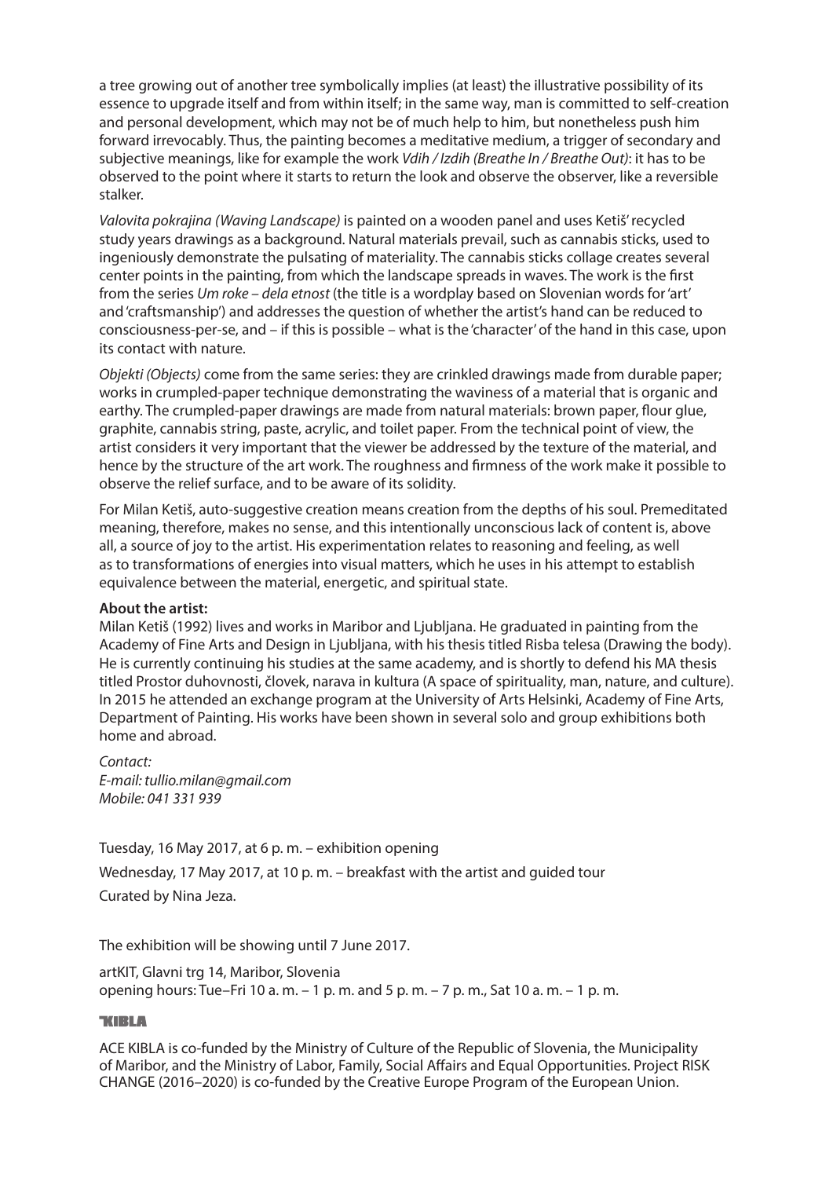a tree growing out of another tree symbolically implies (at least) the illustrative possibility of its essence to upgrade itself and from within itself; in the same way, man is committed to self-creation and personal development, which may not be of much help to him, but nonetheless push him forward irrevocably. Thus, the painting becomes a meditative medium, a trigger of secondary and subjective meanings, like for example the work *Vdih / Izdih (Breathe In / Breathe Out)*: it has to be observed to the point where it starts to return the look and observe the observer, like a reversible stalker.

*Valovita pokrajina (Waving Landscape)* is painted on a wooden panel and uses Ketiš' recycled study years drawings as a background. Natural materials prevail, such as cannabis sticks, used to ingeniously demonstrate the pulsating of materiality. The cannabis sticks collage creates several center points in the painting, from which the landscape spreads in waves. The work is the first from the series *Um roke – dela etnost* (the title is a wordplay based on Slovenian words for 'art' and 'craftsmanship') and addresses the question of whether the artist's hand can be reduced to consciousness-per-se, and – if this is possible – what is the 'character' of the hand in this case, upon its contact with nature.

*Objekti (Objects)* come from the same series: they are crinkled drawings made from durable paper; works in crumpled-paper technique demonstrating the waviness of a material that is organic and earthy. The crumpled-paper drawings are made from natural materials: brown paper, flour glue, graphite, cannabis string, paste, acrylic, and toilet paper. From the technical point of view, the artist considers it very important that the viewer be addressed by the texture of the material, and hence by the structure of the art work. The roughness and firmness of the work make it possible to observe the relief surface, and to be aware of its solidity.

For Milan Ketiš, auto-suggestive creation means creation from the depths of his soul. Premeditated meaning, therefore, makes no sense, and this intentionally unconscious lack of content is, above all, a source of joy to the artist. His experimentation relates to reasoning and feeling, as well as to transformations of energies into visual matters, which he uses in his attempt to establish equivalence between the material, energetic, and spiritual state.

**About the artist:**
Milan Ketiš (1992) lives and works in Maribor and Ljubljana. He graduated in painting from the Academy of Fine Arts and Design in Ljubljana, with his thesis titled Risba telesa (Drawing the body). He is currently continuing his studies at the same academy, and is shortly to defend his MA thesis titled Prostor duhovnosti, človek, narava in kultura (A space of spirituality, man, nature, and culture). In 2015 he attended an exchange program at the University of Arts Helsinki, Academy of Fine Arts, Department of Painting. His works have been shown in several solo and group exhibitions both home and abroad.

*Contact:*
*E-mail: tullio.milan@gmail.com*
*Mobile: 041 331 939*

Tuesday, 16 May 2017, at 6 p. m. – exhibition opening

Wednesday, 17 May 2017, at 10 p. m. – breakfast with the artist and guided tour

Curated by Nina Jeza.

The exhibition will be showing until 7 June 2017.

artKIT, Glavni trg 14, Maribor, Slovenia
opening hours: Tue–Fri 10 a. m. – 1 p. m. and 5 p. m. – 7 p. m., Sat 10 a. m. – 1 p. m.

KIBLA

ACE KIBLA is co-funded by the Ministry of Culture of the Republic of Slovenia, the Municipality of Maribor, and the Ministry of Labor, Family, Social Affairs and Equal Opportunities. Project RISK CHANGE (2016–2020) is co-funded by the Creative Europe Program of the European Union.